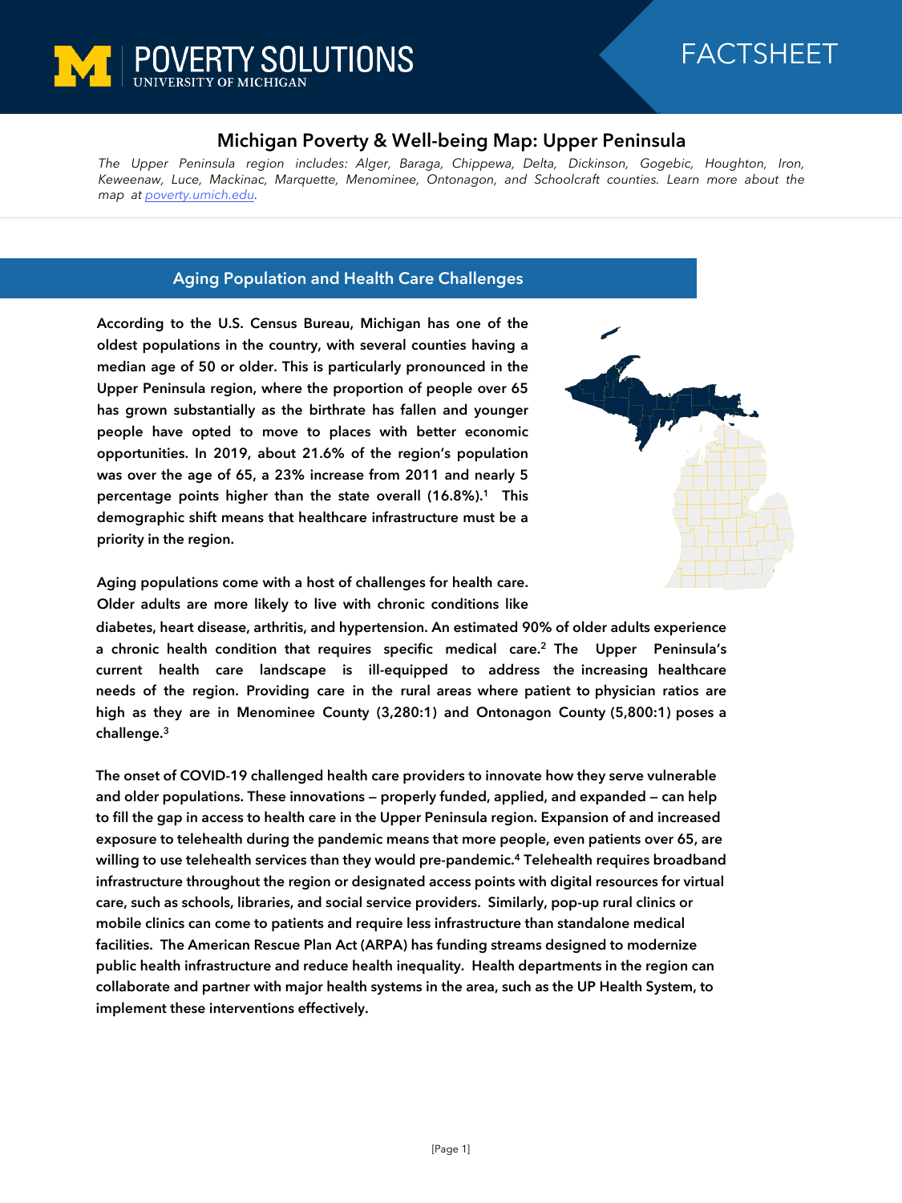POVERTY SOLUTIONS
UNIVERSITY OF MICHIGAN

FACTSHEET

# Michigan Poverty & Well-being Map: Upper Peninsula

*The Upper Peninsula region includes: Alger, Baraga, Chippewa, Delta, Dickinson, Gogebic, Houghton, Iron, Keweenaw, Luce, Mackinac, Marquette, Menominee, Ontonagon, and Schoolcraft counties. Learn more about the map at [poverty.umich.edu](poverty.umich.edu).*

## Aging Population and Health Care Challenges

**According to the U.S. Census Bureau, Michigan has one of the oldest populations in the country, with several counties having a median age of 50 or older. This is particularly pronounced in the Upper Peninsula region, where the proportion of people over 65 has grown substantially as the birthrate has fallen and younger people have opted to move to places with better economic opportunities. In 2019, about 21.6% of the region's population was over the age of 65, a 23% increase from 2011 and nearly 5 percentage points higher than the state overall (16.8%).[1] This demographic shift means that healthcare infrastructure must be a priority in the region.**

**Aging populations come with a host of challenges for health care. Older adults are more likely to live with chronic conditions like diabetes, heart disease, arthritis, and hypertension. An estimated 90% of older adults experience a chronic health condition that requires specific medical care.[2] The Upper Peninsula's current health care landscape is ill-equipped to address the increasing healthcare needs of the region. Providing care in the rural areas where patient to physician ratios are high as they are in Menominee County (3,280:1) and Ontonagon County (5,800:1) poses a challenge.[3]**

**The onset of COVID-19 challenged health care providers to innovate how they serve vulnerable and older populations. These innovations – properly funded, applied, and expanded – can help to fill the gap in access to health care in the Upper Peninsula region. Expansion of and increased exposure to telehealth during the pandemic means that more people, even patients over 65, are willing to use telehealth services than they would pre-pandemic.[4] Telehealth requires broadband infrastructure throughout the region or designated access points with digital resources for virtual care, such as schools, libraries, and social service providers. Similarly, pop-up rural clinics or mobile clinics can come to patients and require less infrastructure than standalone medical facilities. The American Rescue Plan Act (ARPA) has funding streams designed to modernize public health infrastructure and reduce health inequality. Health departments in the region can collaborate and partner with major health systems in the area, such as the UP Health System, to implement these interventions effectively.**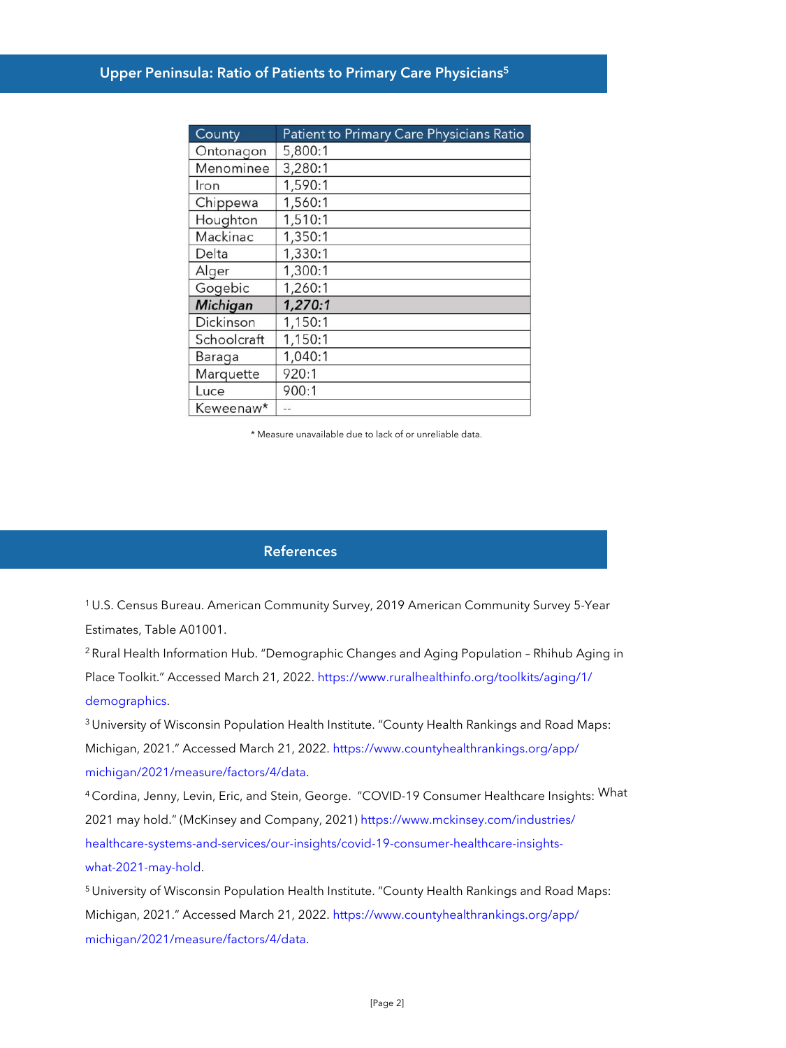## Upper Peninsula: Ratio of Patients to Primary Care Physicians[5]

| County | Patient to Primary Care Physicians Ratio |
|---|---|
| Ontonagon | 5,800:1 |
| Menominee | 3,280:1 |
| Iron | 1,590:1 |
| Chippewa | 1,560:1 |
| Houghton | 1,510:1 |
| Mackinac | 1,350:1 |
| Delta | 1,330:1 |
| Alger | 1,300:1 |
| Gogebic | 1,260:1 |
| ***Michigan*** | ***1,270:1*** |
| Dickinson | 1,150:1 |
| Schoolcraft | 1,150:1 |
| Baraga | 1,040:1 |
| Marquette | 920:1 |
| Luce | 900:1 |
| Keweenaw* | -- |

* Measure unavailable due to lack of or unreliable data.

## References

[1] U.S. Census Bureau. American Community Survey, 2019 American Community Survey 5-Year Estimates, Table A01001.

[2] Rural Health Information Hub. "Demographic Changes and Aging Population – Rhihub Aging in Place Toolkit." Accessed March 21, 2022. https://www.ruralhealthinfo.org/toolkits/aging/1/demographics.

[3] University of Wisconsin Population Health Institute. "County Health Rankings and Road Maps: Michigan, 2021." Accessed March 21, 2022. https://www.countyhealthrankings.org/app/michigan/2021/measure/factors/4/data.

[4] Cordina, Jenny, Levin, Eric, and Stein, George. "COVID-19 Consumer Healthcare Insights: What 2021 may hold." (McKinsey and Company, 2021) https://www.mckinsey.com/industries/healthcare-systems-and-services/our-insights/covid-19-consumer-healthcare-insights-what-2021-may-hold.

[5] University of Wisconsin Population Health Institute. "County Health Rankings and Road Maps: Michigan, 2021." Accessed March 21, 2022. https://www.countyhealthrankings.org/app/michigan/2021/measure/factors/4/data.